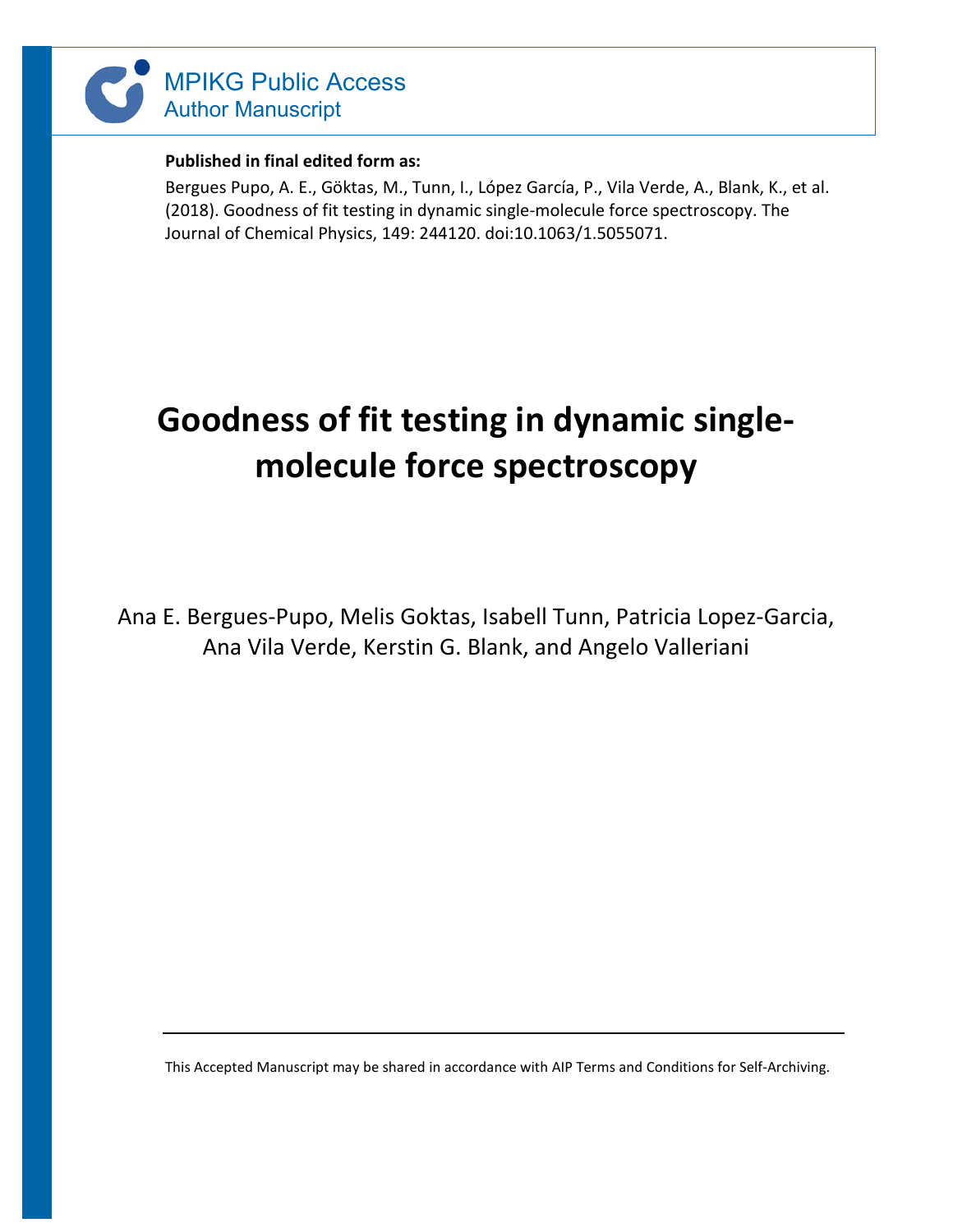MPIKG Public Access
Author Manuscript

**Published in final edited form as:**

Bergues Pupo, A. E., Göktas, M., Tunn, I., López García, P., Vila Verde, A., Blank, K., et al. (2018). Goodness of fit testing in dynamic single-molecule force spectroscopy. The Journal of Chemical Physics, 149: 244120. doi:10.1063/1.5055071.

# Goodness of fit testing in dynamic single-molecule force spectroscopy

Ana E. Bergues-Pupo, Melis Goktas, Isabell Tunn, Patricia Lopez-Garcia, Ana Vila Verde, Kerstin G. Blank, and Angelo Valleriani

This Accepted Manuscript may be shared in accordance with AIP Terms and Conditions for Self-Archiving.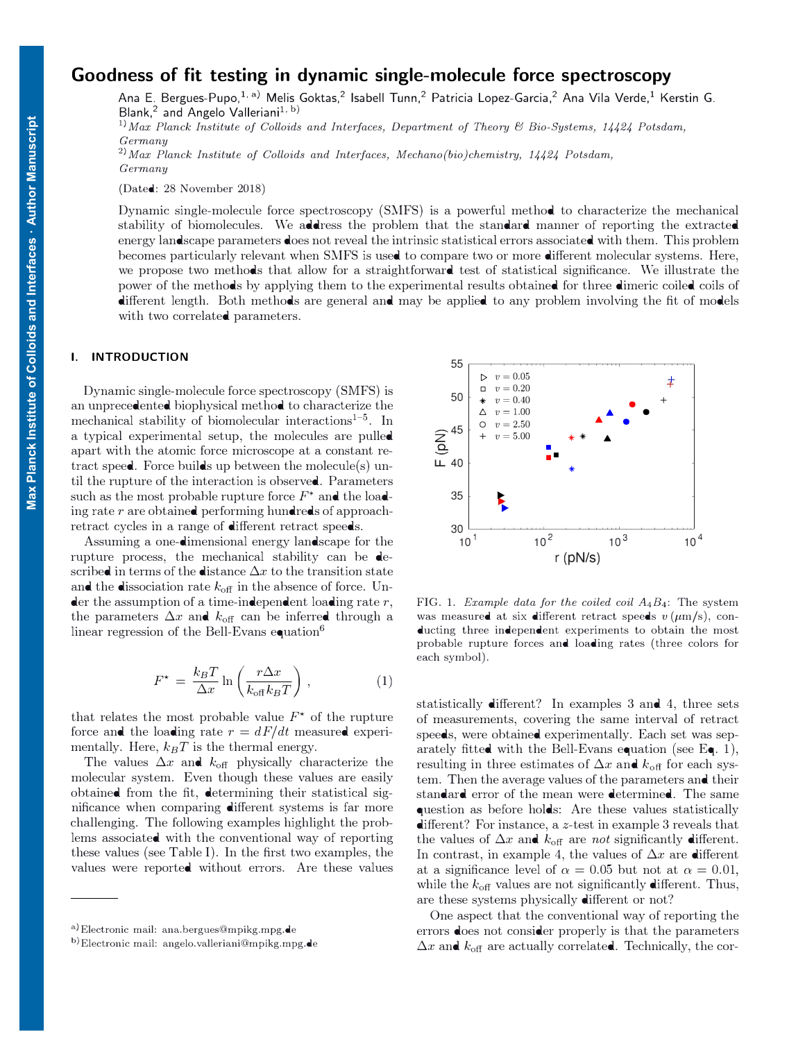# Goodness of fit testing in dynamic single-molecule force spectroscopy

Ana E. Bergues-Pupo,[1, a] Melis Goktas,[2] Isabell Tunn,[2] Patricia Lopez-Garcia,[2] Ana Vila Verde,[1] Kerstin G. Blank,[2] and Angelo Valleriani[1, b]

[1] *Max Planck Institute of Colloids and Interfaces, Department of Theory & Bio-Systems, 14424 Potsdam, Germany*

[2] *Max Planck Institute of Colloids and Interfaces, Mechano(bio)chemistry, 14424 Potsdam, Germany*

(Dated: 28 November 2018)

Dynamic single-molecule force spectroscopy (SMFS) is a powerful method to characterize the mechanical stability of biomolecules. We address the problem that the standard manner of reporting the extracted energy landscape parameters does not reveal the intrinsic statistical errors associated with them. This problem becomes particularly relevant when SMFS is used to compare two or more different molecular systems. Here, we propose two methods that allow for a straightforward test of statistical significance. We illustrate the power of the methods by applying them to the experimental results obtained for three dimeric coiled coils of different length. Both methods are general and may be applied to any problem involving the fit of models with two correlated parameters.

## I. INTRODUCTION

Dynamic single-molecule force spectroscopy (SMFS) is an unprecedented biophysical method to characterize the mechanical stability of biomolecular interactions[1–5]. In a typical experimental setup, the molecules are pulled apart with the atomic force microscope at a constant retract speed. Force builds up between the molecule(s) until the rupture of the interaction is observed. Parameters such as the most probable rupture force $F^{\star}$ and the loading rate $r$ are obtained performing hundreds of approach-retract cycles in a range of different retract speeds.

Assuming a one-dimensional energy landscape for the rupture process, the mechanical stability can be described in terms of the distance $\Delta x$ to the transition state and the dissociation rate $k_{\rm off}$ in the absence of force. Under the assumption of a time-independent loading rate $r$, the parameters $\Delta x$ and $k_{\rm off}$ can be inferred through a linear regression of the Bell-Evans equation[6]

$$F^{\star} = \frac{k_B T}{\Delta x} \ln\left(\frac{r \Delta x}{k_{\rm off} k_B T}\right), \tag{1}$$

that relates the most probable value $F^{\star}$ of the rupture force and the loading rate $r = dF/dt$ measured experimentally. Here, $k_B T$ is the thermal energy.

The values $\Delta x$ and $k_{\rm off}$ physically characterize the molecular system. Even though these values are easily obtained from the fit, determining their statistical significance when comparing different systems is far more challenging. The following examples highlight the problems associated with the conventional way of reporting these values (see Table I). In the first two examples, the values were reported without errors. Are these values statistically different? In examples 3 and 4, three sets of measurements, covering the same interval of retract speeds, were obtained experimentally. Each set was separately fitted with the Bell-Evans equation (see Eq. 1), resulting in three estimates of $\Delta x$ and $k_{\rm off}$ for each system. Then the average values of the parameters and their standard error of the mean were determined. The same question as before holds: Are these values statistically different? For instance, a $z$-test in example 3 reveals that the values of $\Delta x$ and $k_{\rm off}$ are *not* significantly different. In contrast, in example 4, the values of $\Delta x$ are different at a significance level of $\alpha = 0.05$ but not at $\alpha = 0.01$, while the $k_{\rm off}$ values are not significantly different. Thus, are these systems physically different or not?

FIG. 1. *Example data for the coiled coil $A_4B_4$: The system was measured at six different retract speeds $v$ ($\mu$m/s), conducting three independent experiments to obtain the most probable rupture forces and loading rates (three colors for each symbol).*

One aspect that the conventional way of reporting the errors does not consider properly is that the parameters $\Delta x$ and $k_{\rm off}$ are actually correlated. Technically, the cor-

[a] Electronic mail: ana.bergues@mpikg.mpg.de

[b] Electronic mail: angelo.valleriani@mpikg.mpg.de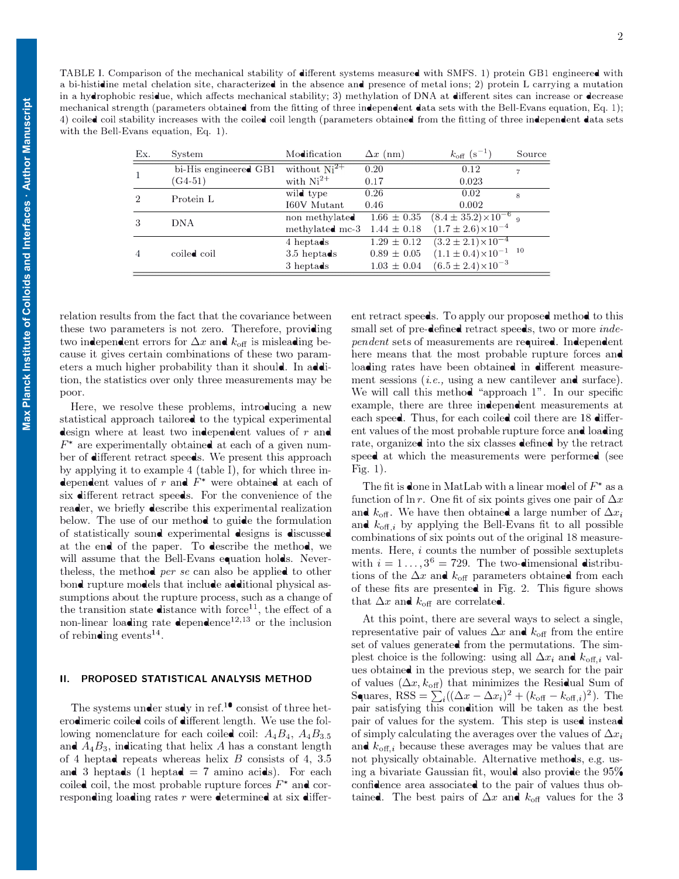TABLE I. Comparison of the mechanical stability of different systems measured with SMFS. 1) protein GB1 engineered with a bi-histidine metal chelation site, characterized in the absence and presence of metal ions; 2) protein L carrying a mutation in a hydrophobic residue, which affects mechanical stability; 3) methylation of DNA at different sites can increase or decrease mechanical strength (parameters obtained from the fitting of three independent data sets with the Bell-Evans equation, Eq. 1); 4) coiled coil stability increases with the coiled coil length (parameters obtained from the fitting of three independent data sets with the Bell-Evans equation, Eq. 1).

| Ex. | System | Modification | $\Delta x$ (nm) | $k_{\text{off}}$ ($s^{-1}$) | Source |
|---|---|---|---|---|---|
| 1 | bi-His engineered GB1 (G4-51) | without $Ni^{2+}$ | 0.20 | 0.12 | 7 |
| | | with $Ni^{2+}$ | 0.17 | 0.023 | |
| 2 | Protein L | wild type | 0.26 | 0.02 | 8 |
| | | I60V Mutant | 0.46 | 0.002 | |
| 3 | DNA | non methylated | $1.66 \pm 0.35$ | $(8.4 \pm 35.2)\times10^{-6}$ | 9 |
| | | methylated mc-3 | $1.44 \pm 0.18$ | $(1.7 \pm 2.6)\times10^{-4}$ | |
| 4 | coiled coil | 4 heptads | $1.29 \pm 0.12$ | $(3.2 \pm 2.1)\times10^{-4}$ | 10 |
| | | 3.5 heptads | $0.89 \pm 0.05$ | $(1.1 \pm 0.4)\times10^{-1}$ | |
| | | 3 heptads | $1.03 \pm 0.04$ | $(6.5 \pm 2.4)\times10^{-3}$ | |

relation results from the fact that the covariance between these two parameters is not zero. Therefore, providing two independent errors for $\Delta x$ and $k_{\text{off}}$ is misleading because it gives certain combinations of these two parameters a much higher probability than it should. In addition, the statistics over only three measurements may be poor.

Here, we resolve these problems, introducing a new statistical approach tailored to the typical experimental design where at least two independent values of $r$ and $F^*$ are experimentally obtained at each of a given number of different retract speeds. We present this approach by applying it to example 4 (table I), for which three independent values of $r$ and $F^*$ were obtained at each of six different retract speeds. For the convenience of the reader, we briefly describe this experimental realization below. The use of our method to guide the formulation of statistically sound experimental designs is discussed at the end of the paper. To describe the method, we will assume that the Bell-Evans equation holds. Nevertheless, the method *per se* can also be applied to other bond rupture models that include additional physical assumptions about the rupture process, such as a change of the transition state distance with force[11], the effect of a non-linear loading rate dependence[12,13] or the inclusion of rebinding events[14].

## II. PROPOSED STATISTICAL ANALYSIS METHOD

The systems under study in ref.[10] consist of three heterodimeric coiled coils of different length. We use the following nomenclature for each coiled coil: $A_4B_4$, $A_4B_{3.5}$ and $A_4B_3$, indicating that helix $A$ has a constant length of 4 heptad repeats whereas helix $B$ consists of 4, 3.5 and 3 heptads (1 heptad = 7 amino acids). For each coiled coil, the most probable rupture forces $F^*$ and corresponding loading rates $r$ were determined at six different retract speeds. To apply our proposed method to this small set of pre-defined retract speeds, two or more *independent* sets of measurements are required. Independent here means that the most probable rupture forces and loading rates have been obtained in different measurement sessions (*i.e.,* using a new cantilever and surface). We will call this method "approach 1". In our specific example, there are three independent measurements at each speed. Thus, for each coiled coil there are 18 different values of the most probable rupture force and loading rate, organized into the six classes defined by the retract speed at which the measurements were performed (see Fig. 1).

The fit is done in MatLab with a linear model of $F^*$ as a function of $\ln r$. One fit of six points gives one pair of $\Delta x$ and $k_{\text{off}}$. We have then obtained a large number of $\Delta x_i$ and $k_{\text{off},i}$ by applying the Bell-Evans fit to all possible combinations of six points out of the original 18 measurements. Here, $i$ counts the number of possible sextuplets with $i = 1 \ldots, 3^6 = 729$. The two-dimensional distributions of the $\Delta x$ and $k_{\text{off}}$ parameters obtained from each of these fits are presented in Fig. 2. This figure shows that $\Delta x$ and $k_{\text{off}}$ are correlated.

At this point, there are several ways to select a single, representative pair of values $\Delta x$ and $k_{\text{off}}$ from the entire set of values generated from the permutations. The simplest choice is the following: using all $\Delta x_i$ and $k_{\text{off},i}$ values obtained in the previous step, we search for the pair of values $(\Delta x, k_{\text{off}})$ that minimizes the Residual Sum of Squares, $\text{RSS} = \sum_i ((\Delta x - \Delta x_i)^2 + (k_{\text{off}} - k_{\text{off},i})^2)$. The pair satisfying this condition will be taken as the best pair of values for the system. This step is used instead of simply calculating the averages over the values of $\Delta x_i$ and $k_{\text{off},i}$ because these averages may be values that are not physically obtainable. Alternative methods, e.g. using a bivariate Gaussian fit, would also provide the 95% confidence area associated to the pair of values thus obtained. The best pairs of $\Delta x$ and $k_{\text{off}}$ values for the 3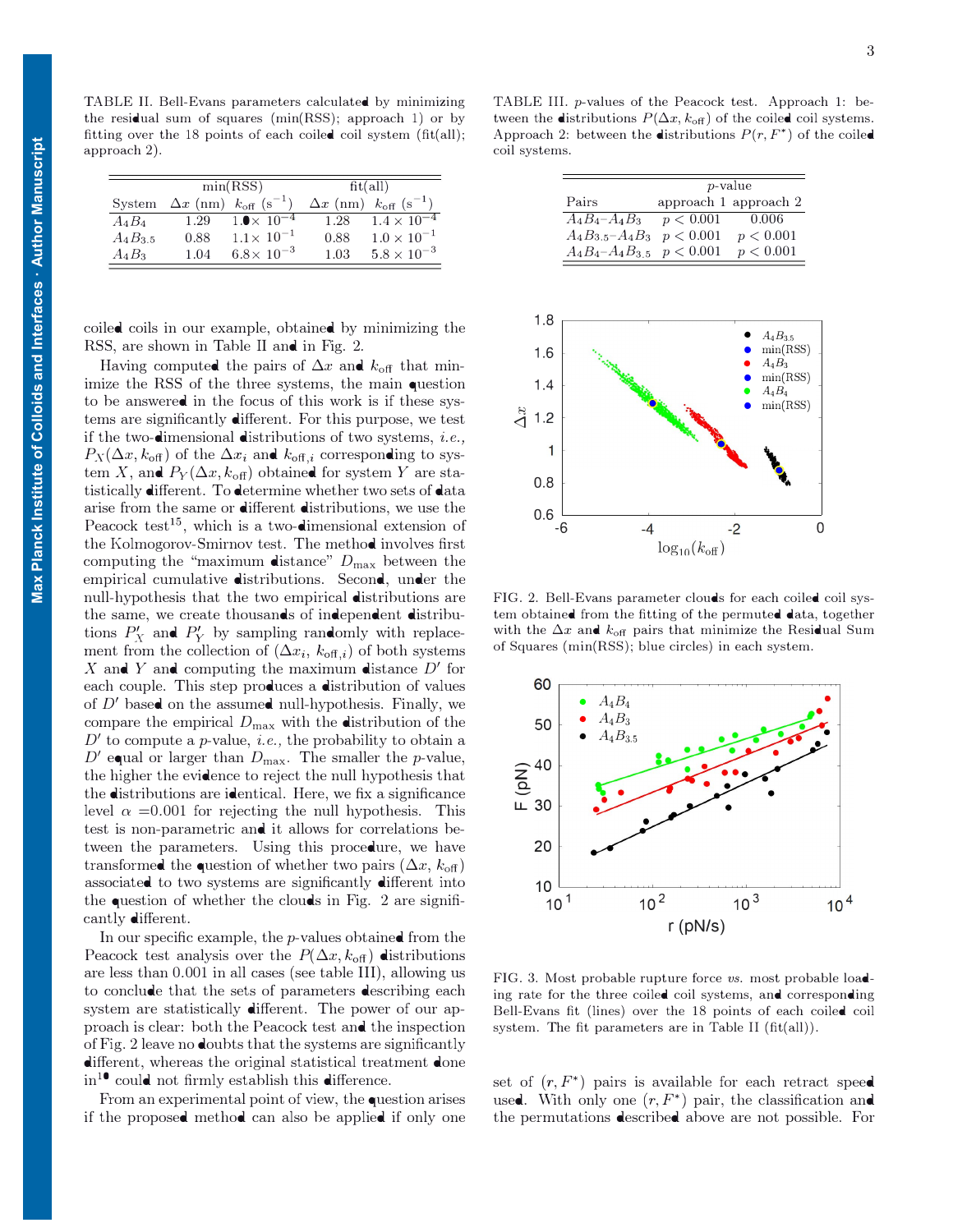TABLE II. Bell-Evans parameters calculated by minimizing the residual sum of squares (min(RSS); approach 1) or by fitting over the 18 points of each coiled coil system (fit(all); approach 2).

| | min(RSS) | | fit(all) | |
|---|---|---|---|---|
| System | $\Delta x$ (nm) | $k_{\rm off}$ (s$^{-1}$) | $\Delta x$ (nm) | $k_{\rm off}$ (s$^{-1}$) |
| $A_4B_4$ | 1.29 | $1.0\times 10^{-4}$ | 1.28 | $1.4\times 10^{-4}$ |
| $A_4B_{3.5}$ | 0.88 | $1.1\times 10^{-1}$ | 0.88 | $1.0\times 10^{-1}$ |
| $A_4B_3$ | 1.04 | $6.8\times 10^{-3}$ | 1.03 | $5.8\times 10^{-3}$ |

coiled coils in our example, obtained by minimizing the RSS, are shown in Table II and in Fig. 2.

Having computed the pairs of $\Delta x$ and $k_{\rm off}$ that minimize the RSS of the three systems, the main question to be answered in the focus of this work is if these systems are significantly different. For this purpose, we test if the two-dimensional distributions of two systems, *i.e.,* $P_X(\Delta x, k_{\rm off})$ of the $\Delta x_i$ and $k_{{\rm off},i}$ corresponding to system $X$, and $P_Y(\Delta x, k_{\rm off})$ obtained for system $Y$ are statistically different. To determine whether two sets of data arise from the same or different distributions, we use the Peacock test[15], which is a two-dimensional extension of the Kolmogorov-Smirnov test. The method involves first computing the "maximum distance" $D_{\rm max}$ between the empirical cumulative distributions. Second, under the null-hypothesis that the two empirical distributions are the same, we create thousands of independent distributions $P'_X$ and $P'_Y$ by sampling randomly with replacement from the collection of ($\Delta x_i$, $k_{{\rm off},i}$) of both systems $X$ and $Y$ and computing the maximum distance $D'$ for each couple. This step produces a distribution of values of $D'$ based on the assumed null-hypothesis. Finally, we compare the empirical $D_{\rm max}$ with the distribution of the $D'$ to compute a $p$-value, *i.e.,* the probability to obtain a $D'$ equal or larger than $D_{\rm max}$. The smaller the $p$-value, the higher the evidence to reject the null hypothesis that the distributions are identical. Here, we fix a significance level $\alpha$ =0.001 for rejecting the null hypothesis. This test is non-parametric and it allows for correlations between the parameters. Using this procedure, we have transformed the question of whether two pairs ($\Delta x$, $k_{\rm off}$) associated to two systems are significantly different into the question of whether the clouds in Fig. 2 are significantly different.

In our specific example, the $p$-values obtained from the Peacock test analysis over the $P(\Delta x, k_{\rm off})$ distributions are less than 0.001 in all cases (see table III), allowing us to conclude that the sets of parameters describing each system are statistically different. The power of our approach is clear: both the Peacock test and the inspection of Fig. 2 leave no doubts that the systems are significantly different, whereas the original statistical treatment done in[10] could not firmly establish this difference.

From an experimental point of view, the question arises if the proposed method can also be applied if only one set of $(r, F^*)$ pairs is available for each retract speed used. With only one $(r, F^*)$ pair, the classification and the permutations described above are not possible. For

TABLE III. $p$-values of the Peacock test. Approach 1: between the distributions $P(\Delta x, k_{\rm off})$ of the coiled coil systems. Approach 2: between the distributions $P(r, F^*)$ of the coiled coil systems.

| | $p$-value | |
|---|---|---|
| Pairs | approach 1 | approach 2 |
| $A_4B_4$–$A_4B_3$ | $p<0.001$ | 0.006 |
| $A_4B_{3.5}$–$A_4B_3$ | $p<0.001$ | $p<0.001$ |
| $A_4B_4$–$A_4B_{3.5}$ | $p<0.001$ | $p<0.001$ |

FIG. 2. Bell-Evans parameter clouds for each coiled coil system obtained from the fitting of the permuted data, together with the $\Delta x$ and $k_{\rm off}$ pairs that minimize the Residual Sum of Squares (min(RSS); blue circles) in each system.

FIG. 3. Most probable rupture force *vs.* most probable loading rate for the three coiled coil systems, and corresponding Bell-Evans fit (lines) over the 18 points of each coiled coil system. The fit parameters are in Table II (fit(all)).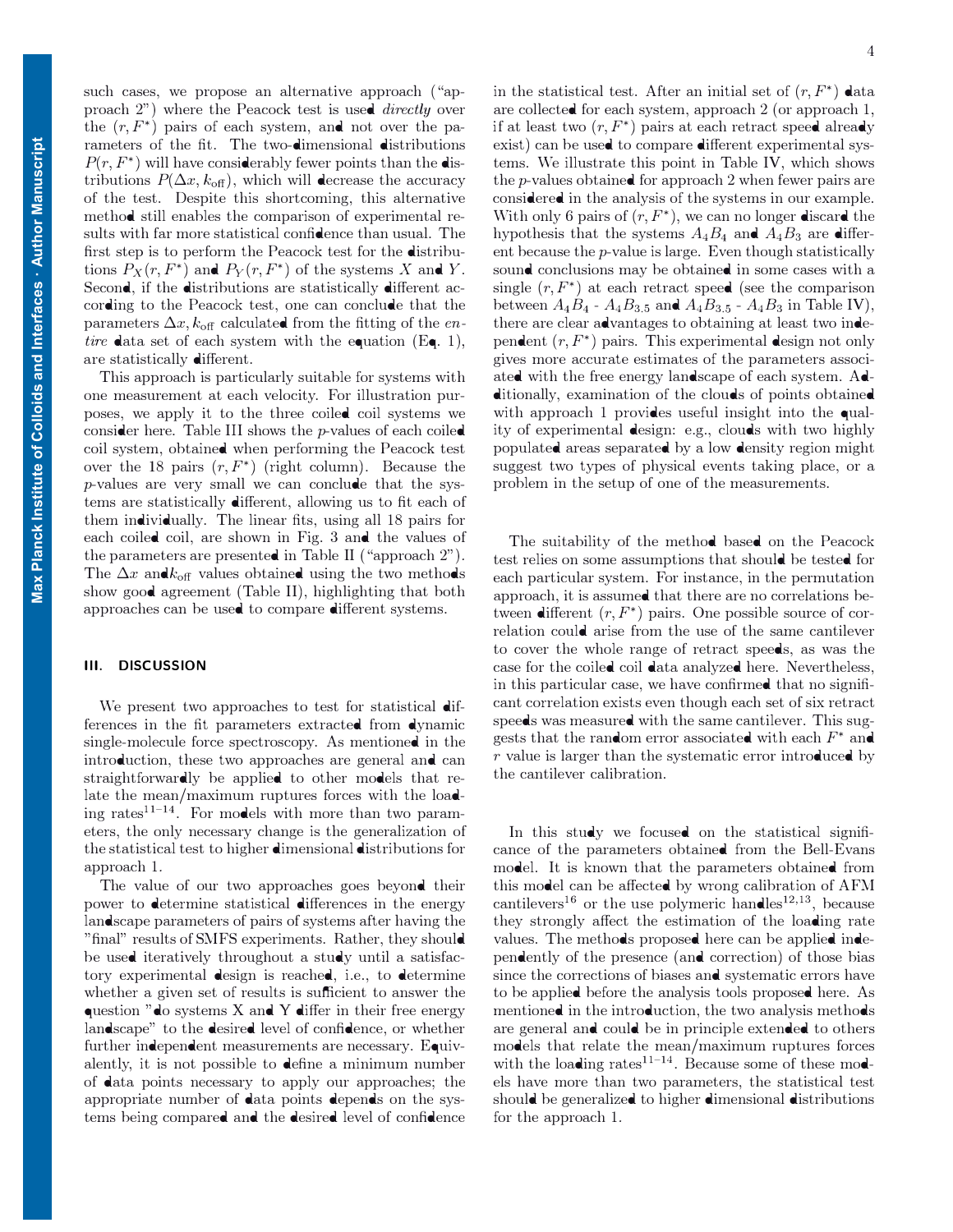such cases, we propose an alternative approach ("approach 2") where the Peacock test is used *directly* over the $(r, F^*)$ pairs of each system, and not over the parameters of the fit. The two-dimensional distributions $P(r, F^*)$ will have considerably fewer points than the distributions $P(\Delta x, k_{\text{off}})$, which will decrease the accuracy of the test. Despite this shortcoming, this alternative method still enables the comparison of experimental results with far more statistical confidence than usual. The first step is to perform the Peacock test for the distributions $P_X(r, F^*)$ and $P_Y(r, F^*)$ of the systems $X$ and $Y$. Second, if the distributions are statistically different according to the Peacock test, one can conclude that the parameters $\Delta x, k_{\text{off}}$ calculated from the fitting of the *entire* data set of each system with the equation (Eq. 1), are statistically different.

This approach is particularly suitable for systems with one measurement at each velocity. For illustration purposes, we apply it to the three coiled coil systems we consider here. Table III shows the $p$-values of each coiled coil system, obtained when performing the Peacock test over the 18 pairs $(r, F^*)$ (right column). Because the $p$-values are very small we can conclude that the systems are statistically different, allowing us to fit each of them individually. The linear fits, using all 18 pairs for each coiled coil, are shown in Fig. 3 and the values of the parameters are presented in Table II ("approach 2"). The $\Delta x$ and $k_{\text{off}}$ values obtained using the two methods show good agreement (Table II), highlighting that both approaches can be used to compare different systems.

## III. DISCUSSION

We present two approaches to test for statistical differences in the fit parameters extracted from dynamic single-molecule force spectroscopy. As mentioned in the introduction, these two approaches are general and can straightforwardly be applied to other models that relate the mean/maximum ruptures forces with the loading rates[11–14]. For models with more than two parameters, the only necessary change is the generalization of the statistical test to higher dimensional distributions for approach 1.

The value of our two approaches goes beyond their power to determine statistical differences in the energy landscape parameters of pairs of systems after having the "final" results of SMFS experiments. Rather, they should be used iteratively throughout a study until a satisfactory experimental design is reached, i.e., to determine whether a given set of results is sufficient to answer the question "do systems X and Y differ in their free energy landscape" to the desired level of confidence, or whether further independent measurements are necessary. Equivalently, it is not possible to define a minimum number of data points necessary to apply our approaches; the appropriate number of data points depends on the systems being compared and the desired level of confidence in the statistical test. After an initial set of $(r, F^*)$ data are collected for each system, approach 2 (or approach 1, if at least two $(r, F^*)$ pairs at each retract speed already exist) can be used to compare different experimental systems. We illustrate this point in Table IV, which shows the $p$-values obtained for approach 2 when fewer pairs are considered in the analysis of the systems in our example. With only 6 pairs of $(r, F^*)$, we can no longer discard the hypothesis that the systems $A_4B_4$ and $A_4B_3$ are different because the $p$-value is large. Even though statistically sound conclusions may be obtained in some cases with a single $(r, F^*)$ at each retract speed (see the comparison between $A_4B_4$ - $A_4B_{3.5}$ and $A_4B_{3.5}$ - $A_4B_3$ in Table IV), there are clear advantages to obtaining at least two independent $(r, F^*)$ pairs. This experimental design not only gives more accurate estimates of the parameters associated with the free energy landscape of each system. Additionally, examination of the clouds of points obtained with approach 1 provides useful insight into the quality of experimental design: e.g., clouds with two highly populated areas separated by a low density region might suggest two types of physical events taking place, or a problem in the setup of one of the measurements.

The suitability of the method based on the Peacock test relies on some assumptions that should be tested for each particular system. For instance, in the permutation approach, it is assumed that there are no correlations between different $(r, F^*)$ pairs. One possible source of correlation could arise from the use of the same cantilever to cover the whole range of retract speeds, as was the case for the coiled coil data analyzed here. Nevertheless, in this particular case, we have confirmed that no significant correlation exists even though each set of six retract speeds was measured with the same cantilever. This suggests that the random error associated with each $F^*$ and $r$ value is larger than the systematic error introduced by the cantilever calibration.

In this study we focused on the statistical significance of the parameters obtained from the Bell-Evans model. It is known that the parameters obtained from this model can be affected by wrong calibration of AFM cantilevers[16] or the use polymeric handles[12,13], because they strongly affect the estimation of the loading rate values. The methods proposed here can be applied independently of the presence (and correction) of those bias since the corrections of biases and systematic errors have to be applied before the analysis tools proposed here. As mentioned in the introduction, the two analysis methods are general and could be in principle extended to others models that relate the mean/maximum ruptures forces with the loading rates[11–14]. Because some of these models have more than two parameters, the statistical test should be generalized to higher dimensional distributions for the approach 1.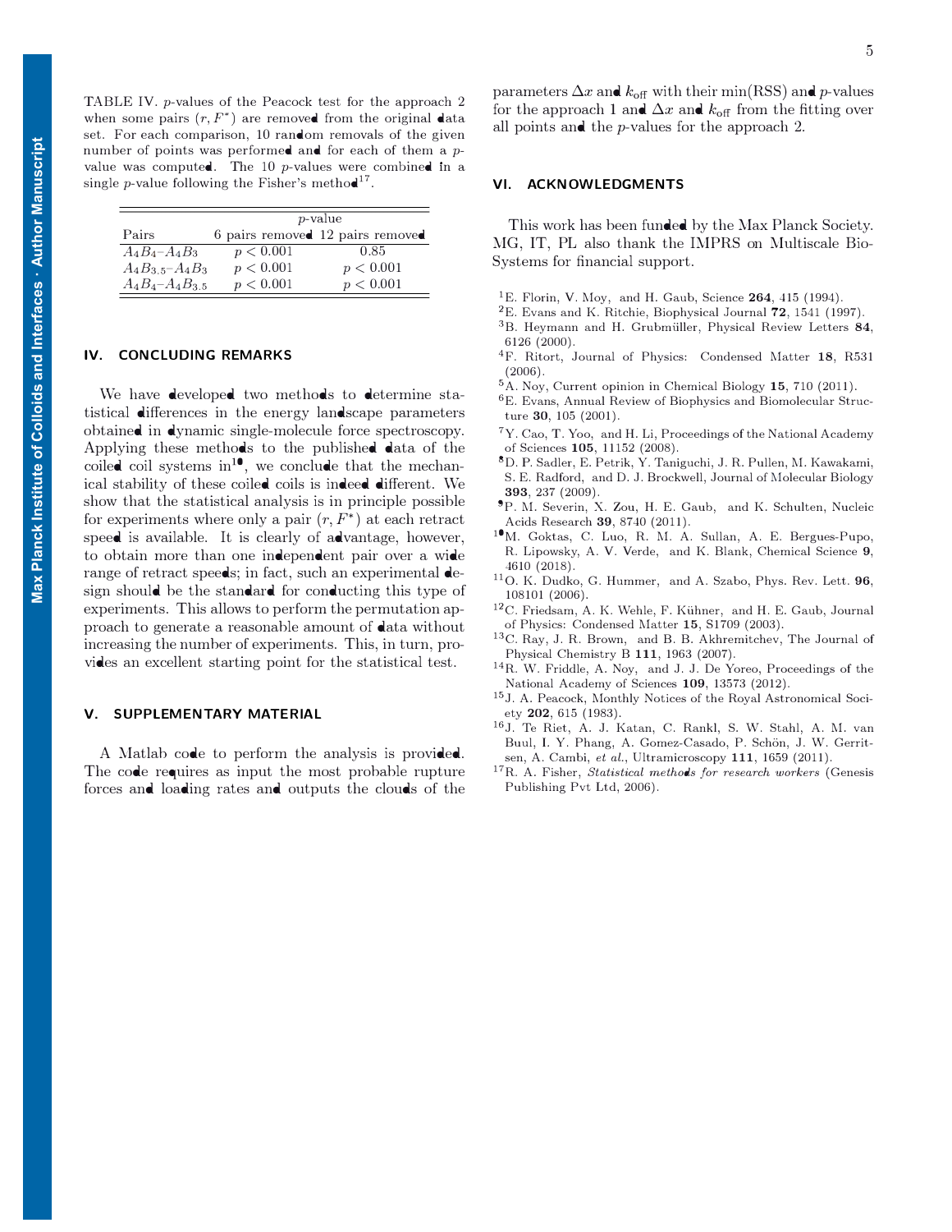TABLE IV. $p$-values of the Peacock test for the approach 2 when some pairs $(r, F^{*})$ are removed from the original data set. For each comparison, 10 random removals of the given number of points was performed and for each of them a $p$-value was computed. The 10 $p$-values were combined in a single $p$-value following the Fisher's method[17].

| | $p$-value | |
|---|---|---|
| Pairs | 6 pairs removed | 12 pairs removed |
| $A_4B_4$–$A_4B_3$ | $p < 0.001$ | 0.85 |
| $A_4B_{3.5}$–$A_4B_3$ | $p < 0.001$ | $p < 0.001$ |
| $A_4B_4$–$A_4B_{3.5}$ | $p < 0.001$ | $p < 0.001$ |

## IV. CONCLUDING REMARKS

We have developed two methods to determine statistical differences in the energy landscape parameters obtained in dynamic single-molecule force spectroscopy. Applying these methods to the published data of the coiled coil systems in[10], we conclude that the mechanical stability of these coiled coils is indeed different. We show that the statistical analysis is in principle possible for experiments where only a pair $(r, F^{*})$ at each retract speed is available. It is clearly of advantage, however, to obtain more than one independent pair over a wide range of retract speeds; in fact, such an experimental design should be the standard for conducting this type of experiments. This allows to perform the permutation approach to generate a reasonable amount of data without increasing the number of experiments. This, in turn, provides an excellent starting point for the statistical test.

## V. SUPPLEMENTARY MATERIAL

A Matlab code to perform the analysis is provided. The code requires as input the most probable rupture forces and loading rates and outputs the clouds of the parameters $\Delta x$ and $k_{\text{off}}$ with their min(RSS) and $p$-values for the approach 1 and $\Delta x$ and $k_{\text{off}}$ from the fitting over all points and the $p$-values for the approach 2.

## VI. ACKNOWLEDGMENTS

This work has been funded by the Max Planck Society. MG, IT, PL also thank the IMPRS on Multiscale Bio-Systems for financial support.

[1] E. Florin, V. Moy, and H. Gaub, Science **264**, 415 (1994).
[2] E. Evans and K. Ritchie, Biophysical Journal **72**, 1541 (1997).
[3] B. Heymann and H. Grubmüller, Physical Review Letters **84**, 6126 (2000).
[4] F. Ritort, Journal of Physics: Condensed Matter **18**, R531 (2006).
[5] A. Noy, Current opinion in Chemical Biology **15**, 710 (2011).
[6] E. Evans, Annual Review of Biophysics and Biomolecular Structure **30**, 105 (2001).
[7] Y. Cao, T. Yoo, and H. Li, Proceedings of the National Academy of Sciences **105**, 11152 (2008).
[8] D. P. Sadler, E. Petrik, Y. Taniguchi, J. R. Pullen, M. Kawakami, S. E. Radford, and D. J. Brockwell, Journal of Molecular Biology **393**, 237 (2009).
[9] P. M. Severin, X. Zou, H. E. Gaub, and K. Schulten, Nucleic Acids Research **39**, 8740 (2011).
[10] M. Goktas, C. Luo, R. M. A. Sullan, A. E. Bergues-Pupo, R. Lipowsky, A. V. Verde, and K. Blank, Chemical Science **9**, 4610 (2018).
[11] O. K. Dudko, G. Hummer, and A. Szabo, Phys. Rev. Lett. **96**, 108101 (2006).
[12] C. Friedsam, A. K. Wehle, F. Kühner, and H. E. Gaub, Journal of Physics: Condensed Matter **15**, S1709 (2003).
[13] C. Ray, J. R. Brown, and B. B. Akhremitchev, The Journal of Physical Chemistry B **111**, 1963 (2007).
[14] R. W. Friddle, A. Noy, and J. J. De Yoreo, Proceedings of the National Academy of Sciences **109**, 13573 (2012).
[15] J. A. Peacock, Monthly Notices of the Royal Astronomical Society **202**, 615 (1983).
[16] J. Te Riet, A. J. Katan, C. Rankl, S. W. Stahl, A. M. van Buul, I. Y. Phang, A. Gomez-Casado, P. Schön, J. W. Gerritsen, A. Cambi, *et al.*, Ultramicroscopy **111**, 1659 (2011).
[17] R. A. Fisher, *Statistical methods for research workers* (Genesis Publishing Pvt Ltd, 2006).